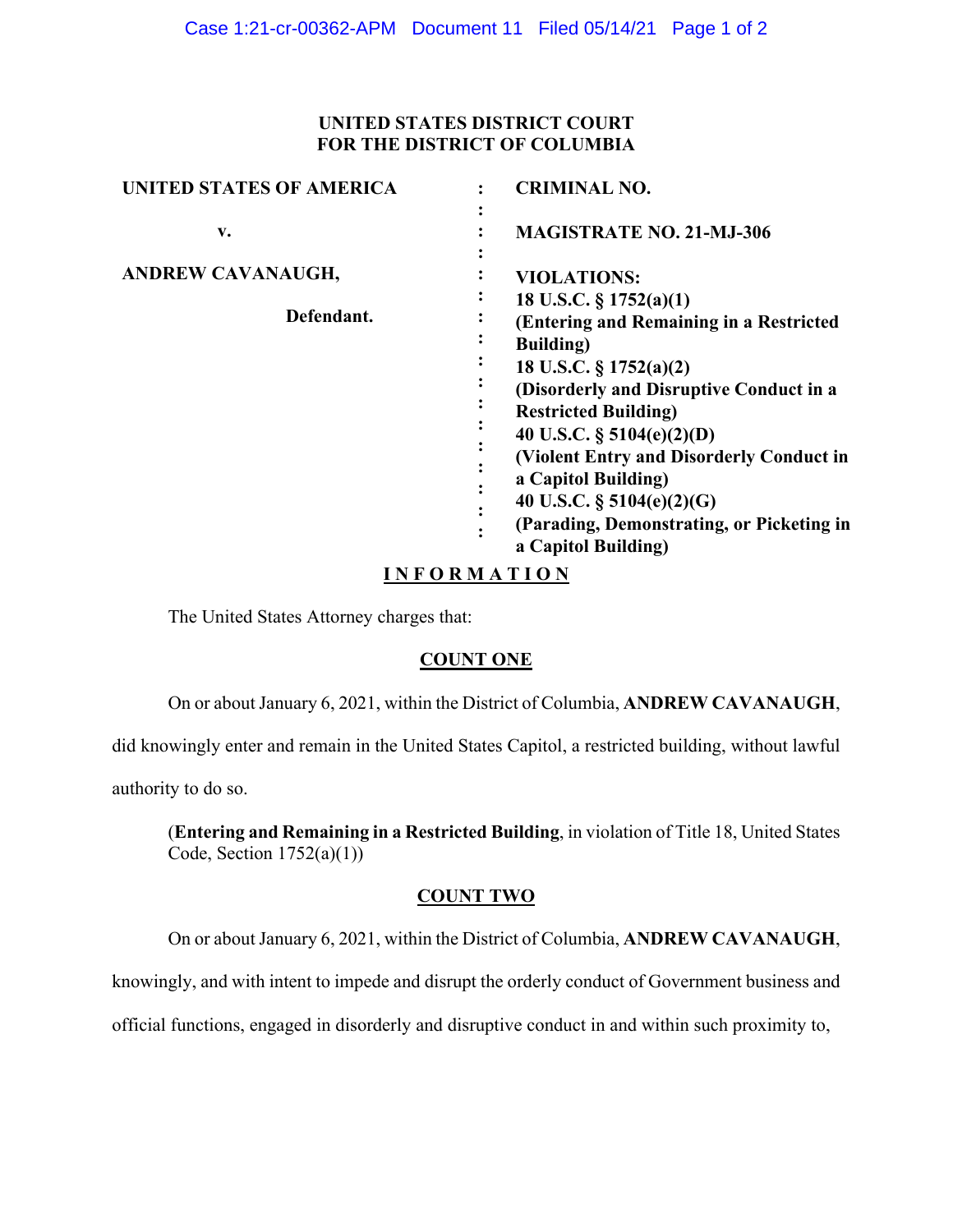**UNITED STATES DISTRICT COURT**
**FOR THE DISTRICT OF COLUMBIA**

| | | |
|---|---|---|
| **UNITED STATES OF AMERICA** | : | **CRIMINAL NO.** |
| **v.** | : | **MAGISTRATE NO. 21-MJ-306** |
| **ANDREW CAVANAUGH,** | : | **VIOLATIONS:** |
| **Defendant.** | : | **18 U.S.C. § 1752(a)(1)** **(Entering and Remaining in a Restricted Building)** **18 U.S.C. § 1752(a)(2)** **(Disorderly and Disruptive Conduct in a Restricted Building)** **40 U.S.C. § 5104(e)(2)(D)** **(Violent Entry and Disorderly Conduct in a Capitol Building)** **40 U.S.C. § 5104(e)(2)(G)** **(Parading, Demonstrating, or Picketing in a Capitol Building)** |

## I N F O R M A T I O N

The United States Attorney charges that:

### COUNT ONE

On or about January 6, 2021, within the District of Columbia, **ANDREW CAVANAUGH**, did knowingly enter and remain in the United States Capitol, a restricted building, without lawful authority to do so.

(**Entering and Remaining in a Restricted Building**, in violation of Title 18, United States Code, Section 1752(a)(1))

### COUNT TWO

On or about January 6, 2021, within the District of Columbia, **ANDREW CAVANAUGH**, knowingly, and with intent to impede and disrupt the orderly conduct of Government business and official functions, engaged in disorderly and disruptive conduct in and within such proximity to,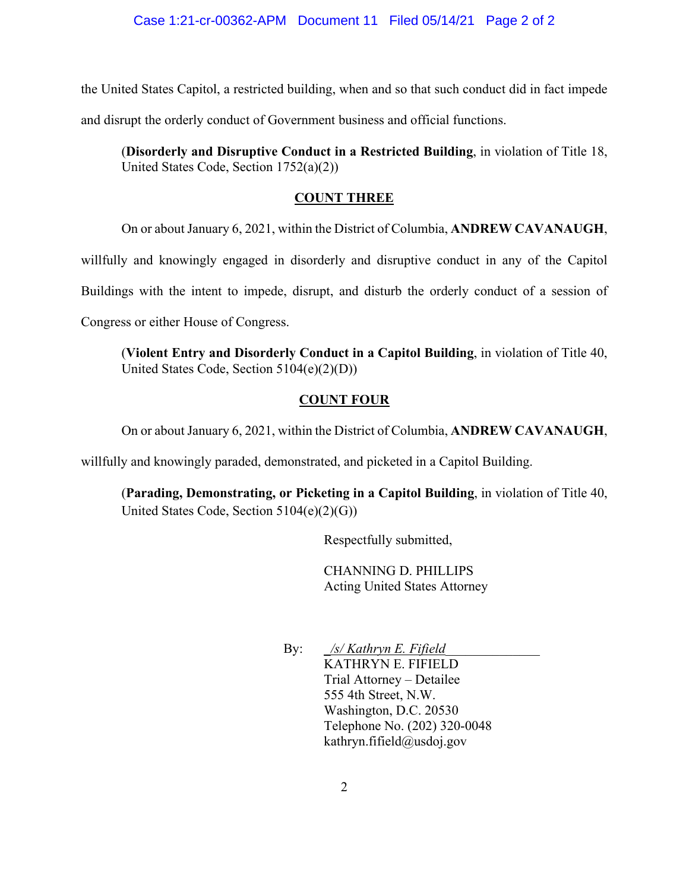the United States Capitol, a restricted building, when and so that such conduct did in fact impede and disrupt the orderly conduct of Government business and official functions.

(**Disorderly and Disruptive Conduct in a Restricted Building**, in violation of Title 18, United States Code, Section 1752(a)(2))

**COUNT THREE**

On or about January 6, 2021, within the District of Columbia, **ANDREW CAVANAUGH**, willfully and knowingly engaged in disorderly and disruptive conduct in any of the Capitol Buildings with the intent to impede, disrupt, and disturb the orderly conduct of a session of Congress or either House of Congress.

(**Violent Entry and Disorderly Conduct in a Capitol Building**, in violation of Title 40, United States Code, Section 5104(e)(2)(D))

**COUNT FOUR**

On or about January 6, 2021, within the District of Columbia, **ANDREW CAVANAUGH**, willfully and knowingly paraded, demonstrated, and picketed in a Capitol Building.

(**Parading, Demonstrating, or Picketing in a Capitol Building**, in violation of Title 40, United States Code, Section 5104(e)(2)(G))

Respectfully submitted,

CHANNING D. PHILLIPS
Acting United States Attorney

By: *_/s/ Kathryn E. Fifield_*
KATHRYN E. FIFIELD
Trial Attorney – Detailee
555 4th Street, N.W.
Washington, D.C. 20530
Telephone No. (202) 320-0048
kathryn.fifield@usdoj.gov